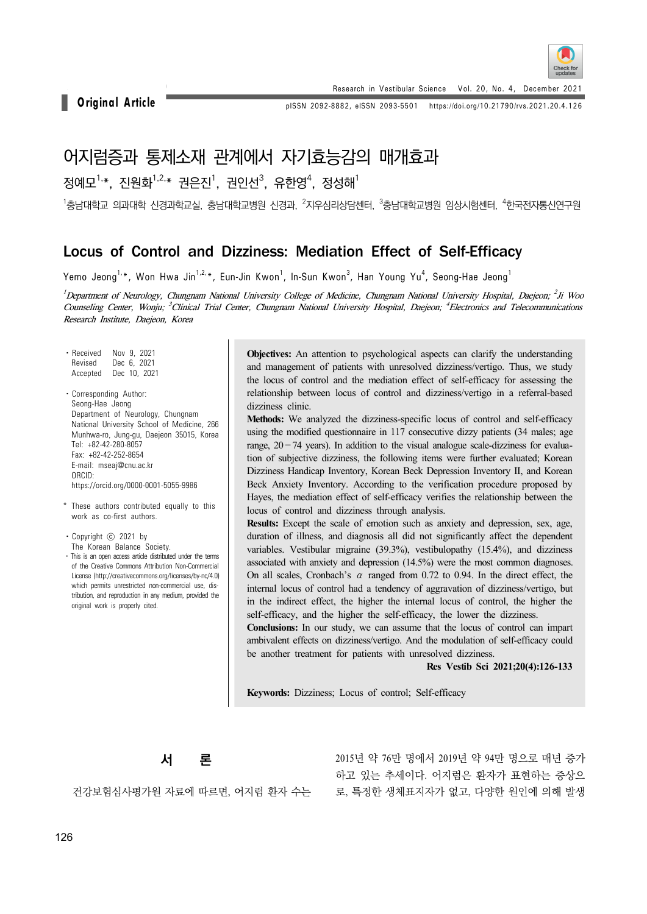Original Article

# 어지럼증과 통제소재 관계에서 자기효능감의 매개효과

정예모[1,*], 진원화[1,2,*] 권은진[1], 권인선[3], 유한영[4], 정성해[1]

[1]충남대학교 의과대학 신경과학교실, 충남대학교병원 신경과, [2]지우심리상담센터, [3]충남대학교병원 임상시험센터, [4]한국전자통신연구원

# Locus of Control and Dizziness: Mediation Effect of Self-Efficacy

Yemo Jeong[1,*], Won Hwa Jin[1,2,*], Eun-Jin Kwon[1], In-Sun Kwon[3], Han Young Yu[4], Seong-Hae Jeong[1]

*[1]Department of Neurology, Chungnam National University College of Medicine, Chungnam National University Hospital, Daejeon; [2]Ji Woo Counseling Center, Wonju; [3]Clinical Trial Center, Chungnam National University Hospital, Daejeon; [4]Electronics and Telecommunications Research Institute, Daejeon, Korea*

- Received Nov 9, 2021
  Revised Dec 6, 2021
  Accepted Dec 10, 2021

- Corresponding Author:
  Seong-Hae Jeong
  Department of Neurology, Chungnam National University School of Medicine, 266 Munhwa-ro, Jung-gu, Daejeon 35015, Korea
  Tel: +82-42-280-8057
  Fax: +82-42-252-8654
  E-mail: mseaj@cnu.ac.kr
  ORCID: https://orcid.org/0000-0001-5055-9986

\* These authors contributed equally to this work as co-first authors.

- Copyright © 2021 by The Korean Balance Society.
- This is an open access article distributed under the terms of the Creative Commons Attribution Non-Commercial License (http://creativecommons.org/licenses/by-nc/4.0) which permits unrestricted non-commercial use, distribution, and reproduction in any medium, provided the original work is properly cited.

**Objectives:** An attention to psychological aspects can clarify the understanding and management of patients with unresolved dizziness/vertigo. Thus, we study the locus of control and the mediation effect of self-efficacy for assessing the relationship between locus of control and dizziness/vertigo in a referral-based dizziness clinic.

**Methods:** We analyzed the dizziness-specific locus of control and self-efficacy using the modified questionnaire in 117 consecutive dizzy patients (34 males; age range, 20−74 years). In addition to the visual analogue scale-dizziness for evaluation of subjective dizziness, the following items were further evaluated; Korean Dizziness Handicap Inventory, Korean Beck Depression Inventory II, and Korean Beck Anxiety Inventory. According to the verification procedure proposed by Hayes, the mediation effect of self-efficacy verifies the relationship between the locus of control and dizziness through analysis.

**Results:** Except the scale of emotion such as anxiety and depression, sex, age, duration of illness, and diagnosis all did not significantly affect the dependent variables. Vestibular migraine (39.3%), vestibulopathy (15.4%), and dizziness associated with anxiety and depression (14.5%) were the most common diagnoses. On all scales, Cronbach's $\alpha$ ranged from 0.72 to 0.94. In the direct effect, the internal locus of control had a tendency of aggravation of dizziness/vertigo, but in the indirect effect, the higher the internal locus of control, the higher the self-efficacy, and the higher the self-efficacy, the lower the dizziness.

**Conclusions:** In our study, we can assume that the locus of control can impart ambivalent effects on dizziness/vertigo. And the modulation of self-efficacy could be another treatment for patients with unresolved dizziness.

**Res Vestib Sci 2021;20(4):126-133**

**Keywords:** Dizziness; Locus of control; Self-efficacy

## 서 론

건강보험심사평가원 자료에 따르면, 어지럼 환자 수는 2015년 약 76만 명에서 2019년 약 94만 명으로 매년 증가하고 있는 추세이다. 어지럼은 환자가 표현하는 증상으로, 특정한 생체표지자가 없고, 다양한 원인에 의해 발생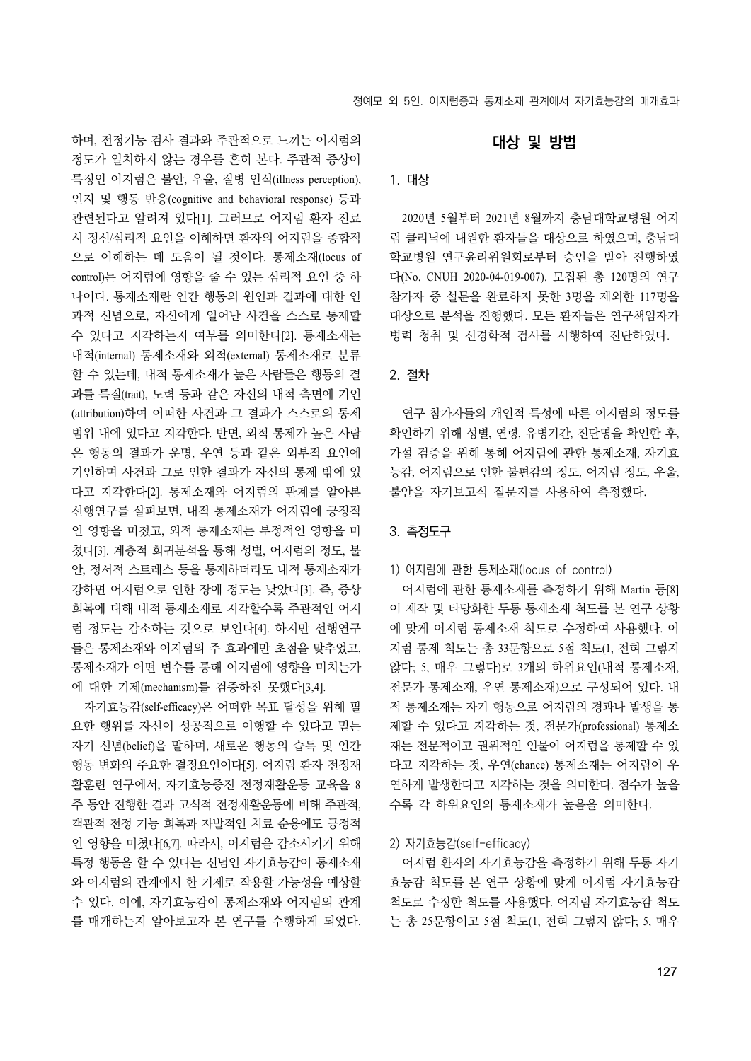하며, 전정기능 검사 결과와 주관적으로 느끼는 어지럼의 정도가 일치하지 않는 경우를 흔히 본다. 주관적 증상이 특징인 어지럼은 불안, 우울, 질병 인식(illness perception), 인지 및 행동 반응(cognitive and behavioral response) 등과 관련된다고 알려져 있다[1]. 그러므로 어지럼 환자 진료 시 정신/심리적 요인을 이해하면 환자의 어지럼을 종합적으로 이해하는 데 도움이 될 것이다. 통제소재(locus of control)는 어지럼에 영향을 줄 수 있는 심리적 요인 중 하나이다. 통제소재란 인간 행동의 원인과 결과에 대한 인과적 신념으로, 자신에게 일어난 사건을 스스로 통제할 수 있다고 지각하는지 여부를 의미한다[2]. 통제소재는 내적(internal) 통제소재와 외적(external) 통제소재로 분류할 수 있는데, 내적 통제소재가 높은 사람들은 행동의 결과를 특질(trait), 노력 등과 같은 자신의 내적 측면에 기인(attribution)하여 어떠한 사건과 그 결과가 스스로의 통제 범위 내에 있다고 지각한다. 반면, 외적 통제가 높은 사람은 행동의 결과가 운명, 우연 등과 같은 외부적 요인에 기인하며 사건과 그로 인한 결과가 자신의 통제 밖에 있다고 지각한다[2]. 통제소재와 어지럼의 관계를 알아본 선행연구를 살펴보면, 내적 통제소재가 어지럼에 긍정적인 영향을 미쳤고, 외적 통제소재는 부정적인 영향을 미쳤다[3]. 계층적 회귀분석을 통해 성별, 어지럼의 정도, 불안, 정서적 스트레스 등을 통제하더라도 내적 통제소재가 강하면 어지럼으로 인한 장애 정도는 낮았다[3]. 즉, 증상 회복에 대해 내적 통제소재로 지각할수록 주관적인 어지럼 정도는 감소하는 것으로 보인다[4]. 하지만 선행연구들은 통제소재와 어지럼의 주 효과에만 초점을 맞추었고, 통제소재가 어떤 변수를 통해 어지럼에 영향을 미치는가에 대한 기제(mechanism)를 검증하진 못했다[3,4].

자기효능감(self-efficacy)은 어떠한 목표 달성을 위해 필요한 행위를 자신이 성공적으로 이행할 수 있다고 믿는 자기 신념(belief)을 말하며, 새로운 행동의 습득 및 인간 행동 변화의 주요한 결정요인이다[5]. 어지럼 환자 전정재활훈련 연구에서, 자기효능증진 전정재활운동 교육을 8주 동안 진행한 결과 고식적 전정재활운동에 비해 주관적, 객관적 전정 기능 회복과 자발적인 치료 순응에도 긍정적인 영향을 미쳤다[6,7]. 따라서, 어지럼을 감소시키기 위해 특정 행동을 할 수 있다는 신념인 자기효능감이 통제소재와 어지럼의 관계에서 한 기제로 작용할 가능성을 예상할 수 있다. 이에, 자기효능감이 통제소재와 어지럼의 관계를 매개하는지 알아보고자 본 연구를 수행하게 되었다.

## 대상 및 방법

### 1. 대상

2020년 5월부터 2021년 8월까지 충남대학교병원 어지럼 클리닉에 내원한 환자들을 대상으로 하였으며, 충남대학교병원 연구윤리위원회로부터 승인을 받아 진행하였다(No. CNUH 2020-04-019-007). 모집된 총 120명의 연구 참가자 중 설문을 완료하지 못한 3명을 제외한 117명을 대상으로 분석을 진행했다. 모든 환자들은 연구책임자가 병력 청취 및 신경학적 검사를 시행하여 진단하였다.

### 2. 절차

연구 참가자들의 개인적 특성에 따른 어지럼의 정도를 확인하기 위해 성별, 연령, 유병기간, 진단명을 확인한 후, 가설 검증을 위해 통해 어지럼에 관한 통제소재, 자기효능감, 어지럼으로 인한 불편감의 정도, 어지럼 정도, 우울, 불안을 자기보고식 질문지를 사용하여 측정했다.

### 3. 측정도구

#### 1) 어지럼에 관한 통제소재(locus of control)

어지럼에 관한 통제소재를 측정하기 위해 Martin 등[8]이 제작 및 타당화한 두통 통제소재 척도를 본 연구 상황에 맞게 어지럼 통제소재 척도로 수정하여 사용했다. 어지럼 통제 척도는 총 33문항으로 5점 척도(1, 전혀 그렇지 않다; 5, 매우 그렇다)로 3개의 하위요인(내적 통제소재, 전문가 통제소재, 우연 통제소재)으로 구성되어 있다. 내적 통제소재는 자기 행동으로 어지럼의 경과나 발생을 통제할 수 있다고 지각하는 것, 전문가(professional) 통제소재는 전문적이고 권위적인 인물이 어지럼을 통제할 수 있다고 지각하는 것, 우연(chance) 통제소재는 어지럼이 우연하게 발생한다고 지각하는 것을 의미한다. 점수가 높을수록 각 하위요인의 통제소재가 높음을 의미한다.

#### 2) 자기효능감(self-efficacy)

어지럼 환자의 자기효능감을 측정하기 위해 두통 자기효능감 척도를 본 연구 상황에 맞게 어지럼 자기효능감 척도로 수정한 척도를 사용했다. 어지럼 자기효능감 척도는 총 25문항이고 5점 척도(1, 전혀 그렇지 않다; 5, 매우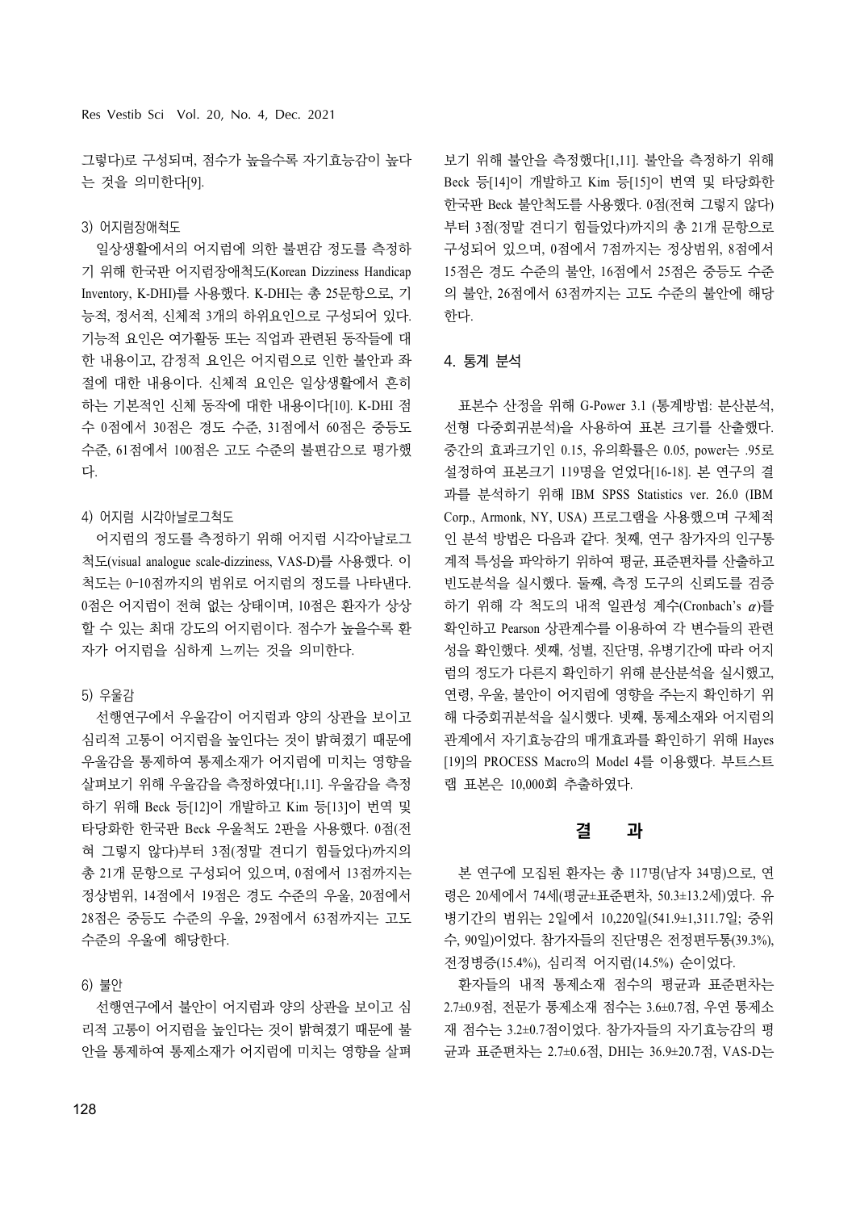그렇다)로 구성되며, 점수가 높을수록 자기효능감이 높다는 것을 의미한다[9].

### 3) 어지럼장애척도

일상생활에서의 어지럼에 의한 불편감 정도를 측정하기 위해 한국판 어지럼장애척도(Korean Dizziness Handicap Inventory, K-DHI)를 사용했다. K-DHI는 총 25문항으로, 기능적, 정서적, 신체적 3개의 하위요인으로 구성되어 있다. 기능적 요인은 여가활동 또는 직업과 관련된 동작들에 대한 내용이고, 감정적 요인은 어지럼으로 인한 불안과 좌절에 대한 내용이다. 신체적 요인은 일상생활에서 흔히 하는 기본적인 신체 동작에 대한 내용이다[10]. K-DHI 점수 0점에서 30점은 경도 수준, 31점에서 60점은 중등도 수준, 61점에서 100점은 고도 수준의 불편감으로 평가했다.

### 4) 어지럼 시각아날로그척도

어지럼의 정도를 측정하기 위해 어지럼 시각아날로그척도(visual analogue scale-dizziness, VAS-D)를 사용했다. 이 척도는 0–10점까지의 범위로 어지럼의 정도를 나타낸다. 0점은 어지럼이 전혀 없는 상태이며, 10점은 환자가 상상할 수 있는 최대 강도의 어지럼이다. 점수가 높을수록 환자가 어지럼을 심하게 느끼는 것을 의미한다.

### 5) 우울감

선행연구에서 우울감이 어지럼과 양의 상관을 보이고 심리적 고통이 어지럼을 높인다는 것이 밝혀졌기 때문에 우울감을 통제하여 통제소재가 어지럼에 미치는 영향을 살펴보기 위해 우울감을 측정하였다[1,11]. 우울감을 측정하기 위해 Beck 등[12]이 개발하고 Kim 등[13]이 번역 및 타당화한 한국판 Beck 우울척도 2판을 사용했다. 0점(전혀 그렇지 않다)부터 3점(정말 견디기 힘들었다)까지의 총 21개 문항으로 구성되어 있으며, 0점에서 13점까지는 정상범위, 14점에서 19점은 경도 수준의 우울, 20점에서 28점은 중등도 수준의 우울, 29점에서 63점까지는 고도 수준의 우울에 해당한다.

### 6) 불안

선행연구에서 불안이 어지럼과 양의 상관을 보이고 심리적 고통이 어지럼을 높인다는 것이 밝혀졌기 때문에 불안을 통제하여 통제소재가 어지럼에 미치는 영향을 살펴보기 위해 불안을 측정했다[1,11]. 불안을 측정하기 위해 Beck 등[14]이 개발하고 Kim 등[15]이 번역 및 타당화한 한국판 Beck 불안척도를 사용했다. 0점(전혀 그렇지 않다)부터 3점(정말 견디기 힘들었다)까지의 총 21개 문항으로 구성되어 있으며, 0점에서 7점까지는 정상범위, 8점에서 15점은 경도 수준의 불안, 16점에서 25점은 중등도 수준의 불안, 26점에서 63점까지는 고도 수준의 불안에 해당한다.

## 4. 통계 분석

표본수 산정을 위해 G-Power 3.1 (통계방법: 분산분석, 선형 다중회귀분석)을 사용하여 표본 크기를 산출했다. 중간의 효과크기인 0.15, 유의확률은 0.05, power는 .95로 설정하여 표본크기 119명을 얻었다[16-18]. 본 연구의 결과를 분석하기 위해 IBM SPSS Statistics ver. 26.0 (IBM Corp., Armonk, NY, USA) 프로그램을 사용했으며 구체적인 분석 방법은 다음과 같다. 첫째, 연구 참가자의 인구통계적 특성을 파악하기 위하여 평균, 표준편차를 산출하고 빈도분석을 실시했다. 둘째, 측정 도구의 신뢰도를 검증하기 위해 각 척도의 내적 일관성 계수(Cronbach's $\alpha$)를 확인하고 Pearson 상관계수를 이용하여 각 변수들의 관련성을 확인했다. 셋째, 성별, 진단명, 유병기간에 따라 어지럼의 정도가 다른지 확인하기 위해 분산분석을 실시했고, 연령, 우울, 불안이 어지럼에 영향을 주는지 확인하기 위해 다중회귀분석을 실시했다. 넷째, 통제소재와 어지럼의 관계에서 자기효능감의 매개효과를 확인하기 위해 Hayes [19]의 PROCESS Macro의 Model 4를 이용했다. 부트스트랩 표본은 10,000회 추출하였다.

# 결 과

본 연구에 모집된 환자는 총 117명(남자 34명)으로, 연령은 20세에서 74세(평균±표준편차, 50.3±13.2세)였다. 유병기간의 범위는 2일에서 10,220일(541.9±1,311.7일; 중위수, 90일)이었다. 참가자들의 진단명은 전정편두통(39.3%), 전정병증(15.4%), 심리적 어지럼(14.5%) 순이었다.

환자들의 내적 통제소재 점수의 평균과 표준편차는 2.7±0.9점, 전문가 통제소재 점수는 3.6±0.7점, 우연 통제소재 점수는 3.2±0.7점이었다. 참가자들의 자기효능감의 평균과 표준편차는 2.7±0.6점, DHI는 36.9±20.7점, VAS-D는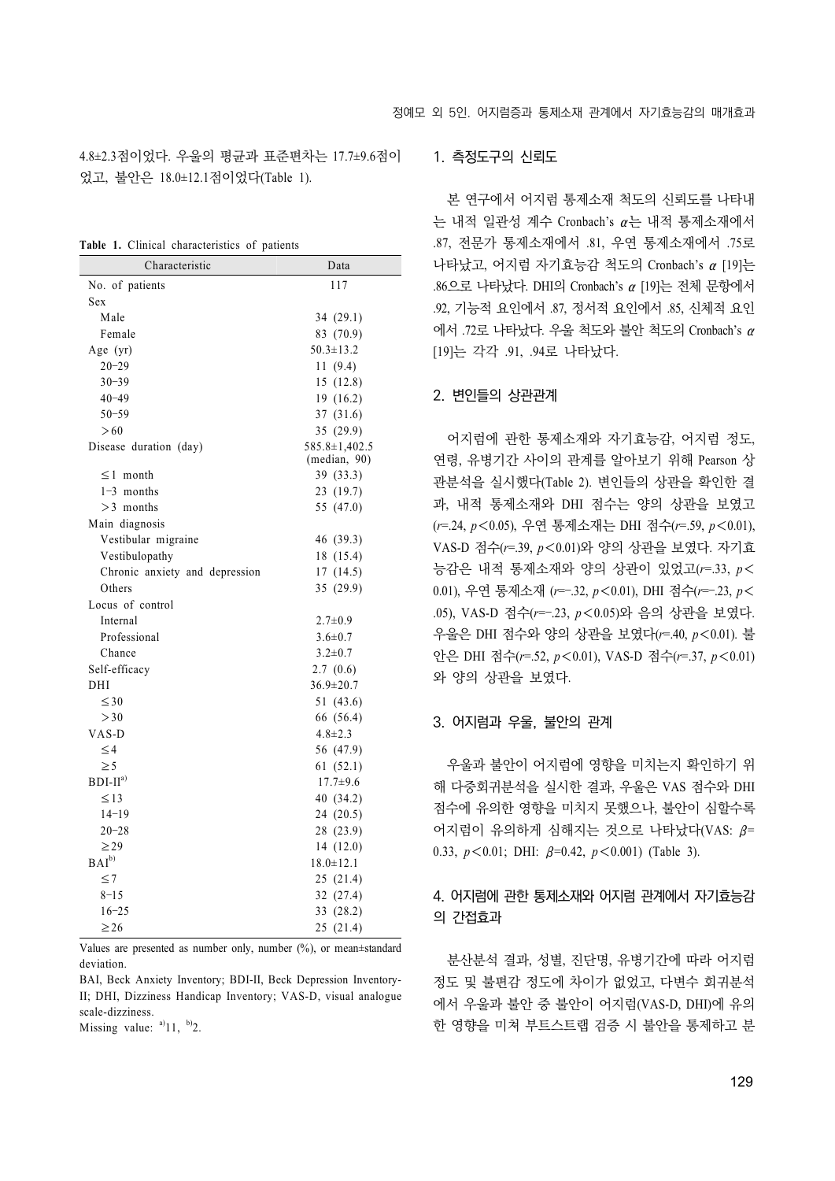4.8±2.3점이었다. 우울의 평균과 표준편차는 17.7±9.6점이었고, 불안은 18.0±12.1점이었다(Table 1).

**Table 1.** Clinical characteristics of patients

| Characteristic | Data |
|---|---|
| No. of patients | 117 |
| Sex | |
| Male | 34 (29.1) |
| Female | 83 (70.9) |
| Age (yr) | 50.3±13.2 |
| 20–29 | 11 (9.4) |
| 30–39 | 15 (12.8) |
| 40–49 | 19 (16.2) |
| 50–59 | 37 (31.6) |
| >60 | 35 (29.9) |
| Disease duration (day) | 585.8±1,402.5 (median, 90) |
| ≤1 month | 39 (33.3) |
| 1–3 months | 23 (19.7) |
| >3 months | 55 (47.0) |
| Main diagnosis | |
| Vestibular migraine | 46 (39.3) |
| Vestibulopathy | 18 (15.4) |
| Chronic anxiety and depression | 17 (14.5) |
| Others | 35 (29.9) |
| Locus of control | |
| Internal | 2.7±0.9 |
| Professional | 3.6±0.7 |
| Chance | 3.2±0.7 |
| Self-efficacy | 2.7 (0.6) |
| DHI | 36.9±20.7 |
| ≤30 | 51 (43.6) |
| >30 | 66 (56.4) |
| VAS-D | 4.8±2.3 |
| ≤4 | 56 (47.9) |
| ≥5 | 61 (52.1) |
| BDI-II[a)] | 17.7±9.6 |
| ≤13 | 40 (34.2) |
| 14–19 | 24 (20.5) |
| 20–28 | 28 (23.9) |
| ≥29 | 14 (12.0) |
| BAI[b)] | 18.0±12.1 |
| ≤7 | 25 (21.4) |
| 8–15 | 32 (27.4) |
| 16–25 | 33 (28.2) |
| ≥26 | 25 (21.4) |

Values are presented as number only, number (%), or mean±standard deviation.

BAI, Beck Anxiety Inventory; BDI-II, Beck Depression Inventory-II; DHI, Dizziness Handicap Inventory; VAS-D, visual analogue scale-dizziness.

Missing value: [a)]11, [b)]2.

## 1. 측정도구의 신뢰도

본 연구에서 어지럼 통제소재 척도의 신뢰도를 나타내는 내적 일관성 계수 Cronbach's $\alpha$는 내적 통제소재에서 .87, 전문가 통제소재에서 .81, 우연 통제소재에서 .75로 나타났고, 어지럼 자기효능감 척도의 Cronbach's $\alpha$ [19]는 .86으로 나타났다. DHI의 Cronbach's $\alpha$ [19]는 전체 문항에서 .92, 기능적 요인에서 .87, 정서적 요인에서 .85, 신체적 요인에서 .72로 나타났다. 우울 척도와 불안 척도의 Cronbach's $\alpha$ [19]는 각각 .91, .94로 나타났다.

## 2. 변인들의 상관관계

어지럼에 관한 통제소재와 자기효능감, 어지럼 정도, 연령, 유병기간 사이의 관계를 알아보기 위해 Pearson 상관분석을 실시했다(Table 2). 변인들의 상관을 확인한 결과, 내적 통제소재와 DHI 점수는 양의 상관을 보였고($r$=.24, $p<0.05$), 우연 통제소재는 DHI 점수($r$=.59, $p<0.01$), VAS-D 점수($r$=.39, $p<0.01$)와 양의 상관을 보였다. 자기효능감은 내적 통제소재와 양의 상관이 있었고($r$=.33, $p<0.01$), 우연 통제소재 ($r$=−.32, $p<0.01$), DHI 점수($r$=−.23, $p<.05$), VAS-D 점수($r$=−.23, $p<0.05$)와 음의 상관을 보였다. 우울은 DHI 점수와 양의 상관을 보였다($r$=.40, $p<0.01$). 불안은 DHI 점수($r$=.52, $p<0.01$), VAS-D 점수($r$=.37, $p<0.01$)와 양의 상관을 보였다.

## 3. 어지럼과 우울, 불안의 관계

우울과 불안이 어지럼에 영향을 미치는지 확인하기 위해 다중회귀분석을 실시한 결과, 우울은 VAS 점수와 DHI 점수에 유의한 영향을 미치지 못했으나, 불안이 심할수록 어지럼이 유의하게 심해지는 것으로 나타났다(VAS: $\beta$=0.33, $p<0.01$; DHI: $\beta$=0.42, $p<0.001$) (Table 3).

## 4. 어지럼에 관한 통제소재와 어지럼 관계에서 자기효능감의 간접효과

분산분석 결과, 성별, 진단명, 유병기간에 따라 어지럼 정도 및 불편감 정도에 차이가 없었고, 다변수 회귀분석에서 우울과 불안 중 불안이 어지럼(VAS-D, DHI)에 유의한 영향을 미쳐 부트스트랩 검증 시 불안을 통제하고 분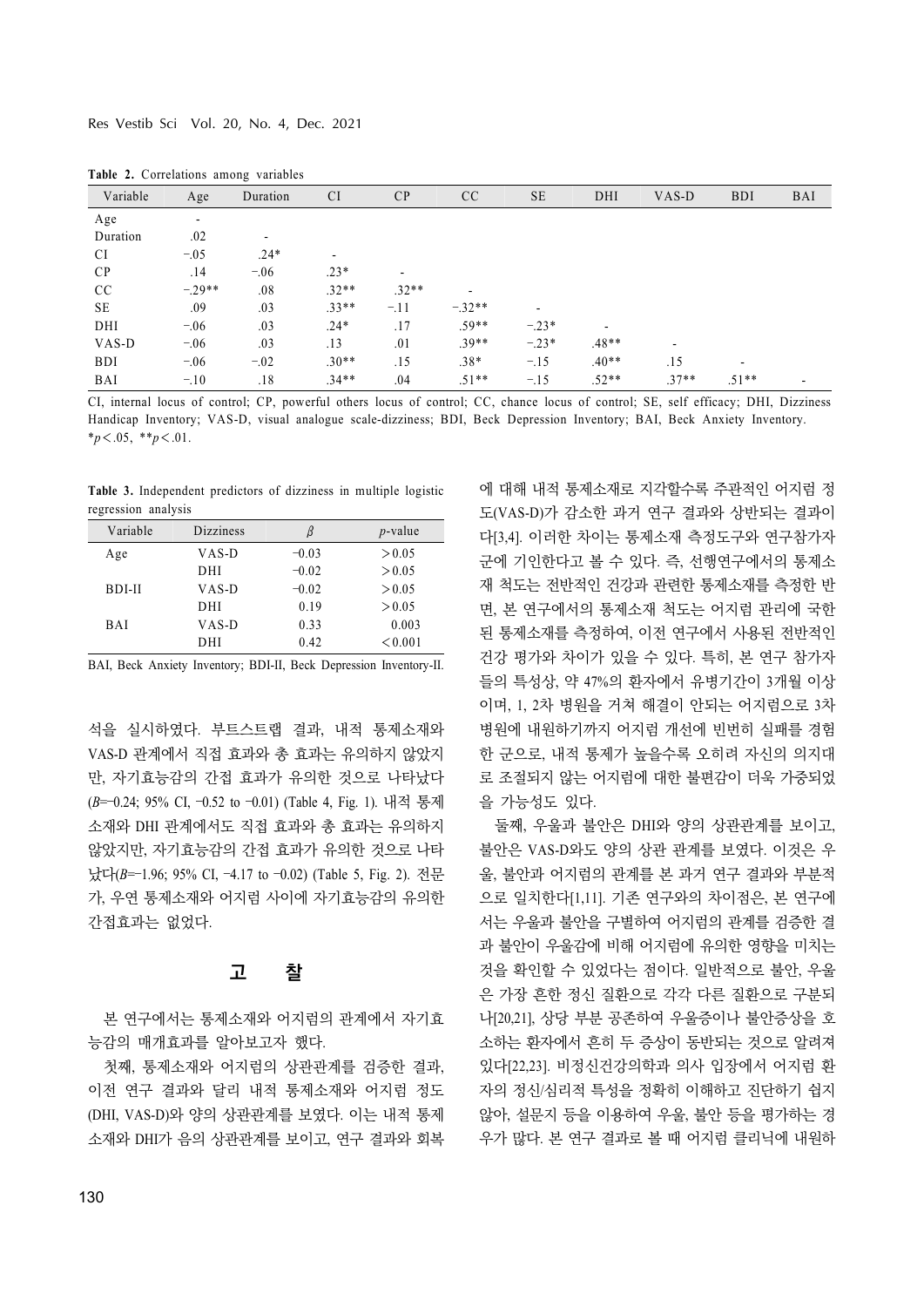**Table 2.** Correlations among variables

| Variable | Age | Duration | CI | CP | CC | SE | DHI | VAS-D | BDI | BAI |
|---|---|---|---|---|---|---|---|---|---|---|
| Age | - | | | | | | | | | |
| Duration | .02 | - | | | | | | | | |
| CI | −.05 | .24* | - | | | | | | | |
| CP | .14 | −.06 | .23* | - | | | | | | |
| CC | −.29** | .08 | .32** | .32** | - | | | | | |
| SE | .09 | .03 | .33** | −.11 | −.32** | - | | | | |
| DHI | −.06 | .03 | .24* | .17 | .59** | −.23* | - | | | |
| VAS-D | −.06 | .03 | .13 | .01 | .39** | −.23* | .48** | - | | |
| BDI | −.06 | −.02 | .30** | .15 | .38* | −.15 | .40** | .15 | - | |
| BAI | −.10 | .18 | .34** | .04 | .51** | −.15 | .52** | .37** | .51** | - |

CI, internal locus of control; CP, powerful others locus of control; CC, chance locus of control; SE, self efficacy; DHI, Dizziness Handicap Inventory; VAS-D, visual analogue scale-dizziness; BDI, Beck Depression Inventory; BAI, Beck Anxiety Inventory.
*$p<.05$, **$p<.01$.

**Table 3.** Independent predictors of dizziness in multiple logistic regression analysis

| Variable | Dizziness | $\beta$ | $p$-value |
|---|---|---|---|
| Age | VAS-D | −0.03 | >0.05 |
| | DHI | −0.02 | >0.05 |
| BDI-II | VAS-D | −0.02 | >0.05 |
| | DHI | 0.19 | >0.05 |
| BAI | VAS-D | 0.33 | 0.003 |
| | DHI | 0.42 | <0.001 |

BAI, Beck Anxiety Inventory; BDI-II, Beck Depression Inventory-II.

석을 실시하였다. 부트스트랩 결과, 내적 통제소재와 VAS-D 관계에서 직접 효과와 총 효과는 유의하지 않았지만, 자기효능감의 간접 효과가 유의한 것으로 나타났다 ($B$=−0.24; 95% CI, −0.52 to −0.01) (Table 4, Fig. 1). 내적 통제소재와 DHI 관계에서도 직접 효과와 총 효과는 유의하지 않았지만, 자기효능감의 간접 효과가 유의한 것으로 나타났다($B$=−1.96; 95% CI, −4.17 to −0.02) (Table 5, Fig. 2). 전문가, 우연 통제소재와 어지럼 사이에 자기효능감의 유의한 간접효과는 없었다.

## 고 찰

본 연구에서는 통제소재와 어지럼의 관계에서 자기효능감의 매개효과를 알아보고자 했다.

첫째, 통제소재와 어지럼의 상관관계를 검증한 결과, 이전 연구 결과와 달리 내적 통제소재와 어지럼 정도(DHI, VAS-D)와 양의 상관관계를 보였다. 이는 내적 통제소재와 DHI가 음의 상관관계를 보이고, 연구 결과와 회복에 대해 내적 통제소재로 지각할수록 주관적인 어지럼 정도(VAS-D)가 감소한 과거 연구 결과와 상반되는 결과이다[3,4]. 이러한 차이는 통제소재 측정도구와 연구참가자 군에 기인한다고 볼 수 있다. 즉, 선행연구에서의 통제소재 척도는 전반적인 건강과 관련한 통제소재를 측정한 반면, 본 연구에서의 통제소재 척도는 어지럼 관리에 국한된 통제소재를 측정하여, 이전 연구에서 사용된 전반적인 건강 평가와 차이가 있을 수 있다. 특히, 본 연구 참가자들의 특성상, 약 47%의 환자에서 유병기간이 3개월 이상이며, 1, 2차 병원을 거쳐 해결이 안되는 어지럼으로 3차 병원에 내원하기까지 어지럼 개선에 빈번히 실패를 경험한 군으로, 내적 통제가 높을수록 오히려 자신의 의지대로 조절되지 않는 어지럼에 대한 불편감이 더욱 가중되었을 가능성도 있다.

둘째, 우울과 불안은 DHI와 양의 상관관계를 보이고, 불안은 VAS-D와도 양의 상관 관계를 보였다. 이것은 우울, 불안과 어지럼의 관계를 본 과거 연구 결과와 부분적으로 일치한다[1,11]. 기존 연구와의 차이점은, 본 연구에서는 우울과 불안을 구별하여 어지럼의 관계를 검증한 결과 불안이 우울감에 비해 어지럼에 유의한 영향을 미치는 것을 확인할 수 있었다는 점이다. 일반적으로 불안, 우울은 가장 흔한 정신 질환으로 각각 다른 질환으로 구분되나[20,21], 상당 부분 공존하여 우울증이나 불안증상을 호소하는 환자에서 흔히 두 증상이 동반되는 것으로 알려져 있다[22,23]. 비정신건강의학과 의사 입장에서 어지럼 환자의 정신/심리적 특성을 정확히 이해하고 진단하기 쉽지 않아, 설문지 등을 이용하여 우울, 불안 등을 평가하는 경우가 많다. 본 연구 결과로 볼 때 어지럼 클리닉에 내원하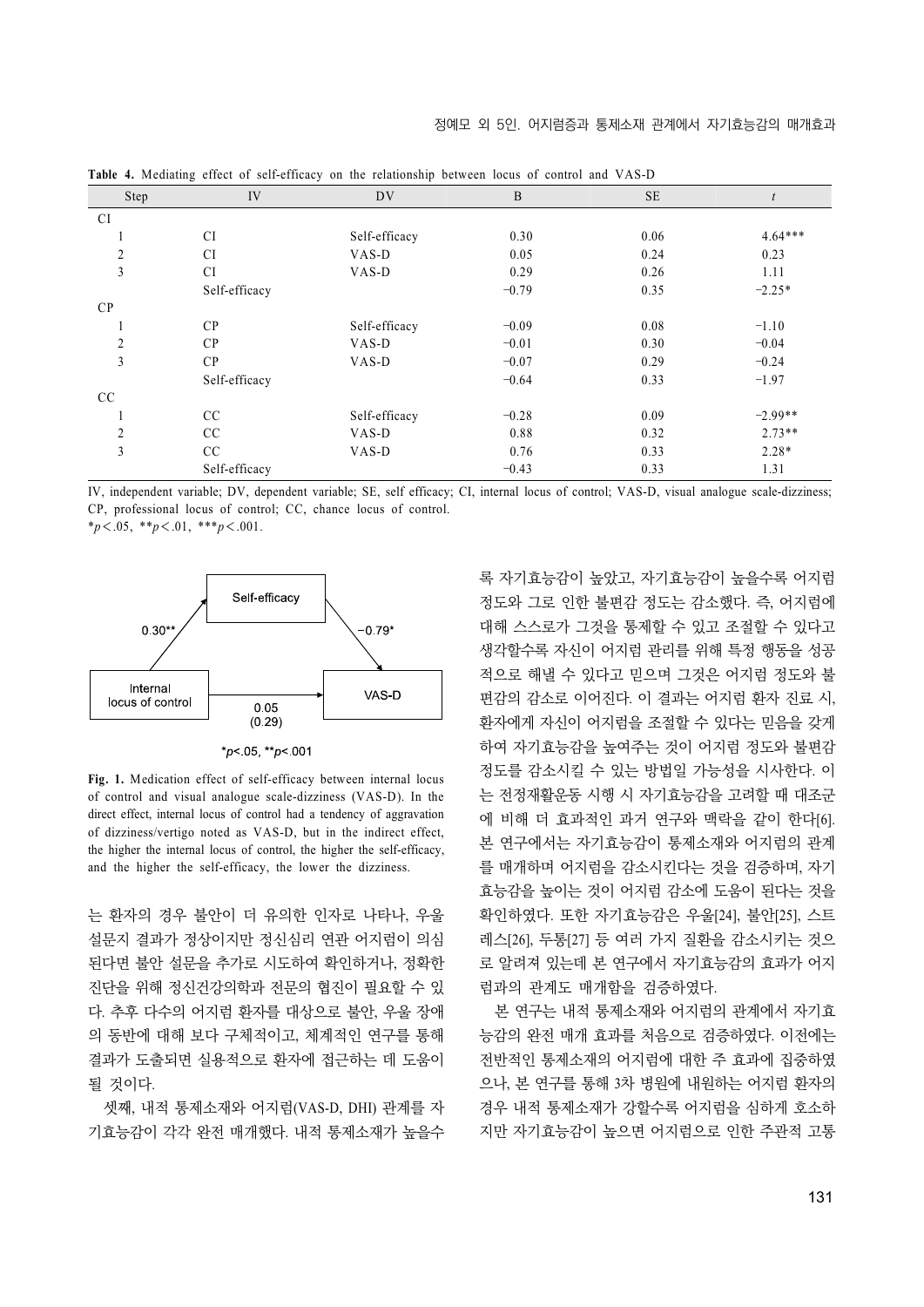**Table 4.** Mediating effect of self-efficacy on the relationship between locus of control and VAS-D

| Step | IV | DV | B | SE | *t* |
|---|---|---|---|---|---|
| CI | | | | | |
| 1 | CI | Self-efficacy | 0.30 | 0.06 | 4.64*** |
| 2 | CI | VAS-D | 0.05 | 0.24 | 0.23 |
| 3 | CI | VAS-D | 0.29 | 0.26 | 1.11 |
| | Self-efficacy | | −0.79 | 0.35 | −2.25* |
| CP | | | | | |
| 1 | CP | Self-efficacy | −0.09 | 0.08 | −1.10 |
| 2 | CP | VAS-D | −0.01 | 0.30 | −0.04 |
| 3 | CP | VAS-D | −0.07 | 0.29 | −0.24 |
| | Self-efficacy | | −0.64 | 0.33 | −1.97 |
| CC | | | | | |
| 1 | CC | Self-efficacy | −0.28 | 0.09 | −2.99** |
| 2 | CC | VAS-D | 0.88 | 0.32 | 2.73** |
| 3 | CC | VAS-D | 0.76 | 0.33 | 2.28* |
| | Self-efficacy | | −0.43 | 0.33 | 1.31 |

IV, independent variable; DV, dependent variable; SE, self efficacy; CI, internal locus of control; VAS-D, visual analogue scale-dizziness; CP, professional locus of control; CC, chance locus of control.
*$p<.05$, **$p<.01$, ***$p<.001$.

Self-efficacy

0.30** −0.79*

Internal locus of control — 0.05 (0.29) → VAS-D

*$p<.05$, **$p<.001$

**Fig. 1.** Medication effect of self-efficacy between internal locus of control and visual analogue scale-dizziness (VAS-D). In the direct effect, internal locus of control had a tendency of aggravation of dizziness/vertigo noted as VAS-D, but in the indirect effect, the higher the internal locus of control, the higher the self-efficacy, and the higher the self-efficacy, the lower the dizziness.

는 환자의 경우 불안이 더 유의한 인자로 나타나, 우울 설문지 결과가 정상이지만 정신심리 연관 어지럼이 의심된다면 불안 설문을 추가로 시도하여 확인하거나, 정확한 진단을 위해 정신건강의학과 전문의 협진이 필요할 수 있다. 추후 다수의 어지럼 환자를 대상으로 불안, 우울 장애의 동반에 대해 보다 구체적이고, 체계적인 연구를 통해 결과가 도출되면 실용적으로 환자에 접근하는 데 도움이 될 것이다.

셋째, 내적 통제소재와 어지럼(VAS-D, DHI) 관계를 자기효능감이 각각 완전 매개했다. 내적 통제소재가 높을수록 자기효능감이 높았고, 자기효능감이 높을수록 어지럼 정도와 그로 인한 불편감 정도는 감소했다. 즉, 어지럼에 대해 스스로가 그것을 통제할 수 있고 조절할 수 있다고 생각할수록 자신이 어지럼 관리를 위해 특정 행동을 성공적으로 해낼 수 있다고 믿으며 그것은 어지럼 정도와 불편감의 감소로 이어진다. 이 결과는 어지럼 환자 진료 시, 환자에게 자신이 어지럼을 조절할 수 있다는 믿음을 갖게 하여 자기효능감을 높여주는 것이 어지럼 정도와 불편감 정도를 감소시킬 수 있는 방법일 가능성을 시사한다. 이는 전정재활운동 시행 시 자기효능감을 고려할 때 대조군에 비해 더 효과적인 과거 연구와 맥락을 같이 한다[6]. 본 연구에서는 자기효능감이 통제소재와 어지럼의 관계를 매개하며 어지럼을 감소시킨다는 것을 검증하며, 자기효능감을 높이는 것이 어지럼 감소에 도움이 된다는 것을 확인하였다. 또한 자기효능감은 우울[24], 불안[25], 스트레스[26], 두통[27] 등 여러 가지 질환을 감소시키는 것으로 알려져 있는데 본 연구에서 자기효능감의 효과가 어지럼과의 관계도 매개함을 검증하였다.

본 연구는 내적 통제소재와 어지럼의 관계에서 자기효능감의 완전 매개 효과를 처음으로 검증하였다. 이전에는 전반적인 통제소재의 어지럼에 대한 주 효과에 집중하였으나, 본 연구를 통해 3차 병원에 내원하는 어지럼 환자의 경우 내적 통제소재가 강할수록 어지럼을 심하게 호소하지만 자기효능감이 높으면 어지럼으로 인한 주관적 고통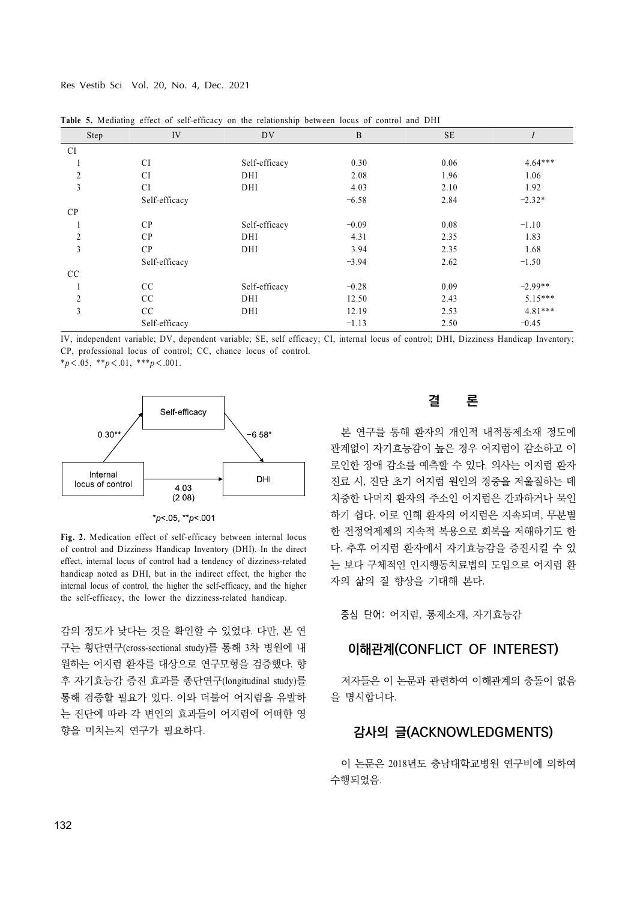**Table 5.** Mediating effect of self-efficacy on the relationship between locus of control and DHI

| Step | IV | DV | B | SE | *t* |
|---|---|---|---|---|---|
| CI | | | | | |
| 1 | CI | Self-efficacy | 0.30 | 0.06 | 4.64*** |
| 2 | CI | DHI | 2.08 | 1.96 | 1.06 |
| 3 | CI | DHI | 4.03 | 2.10 | 1.92 |
| | Self-efficacy | | −6.58 | 2.84 | −2.32* |
| CP | | | | | |
| 1 | CP | Self-efficacy | −0.09 | 0.08 | −1.10 |
| 2 | CP | DHI | 4.31 | 2.35 | 1.83 |
| 3 | CP | DHI | 3.94 | 2.35 | 1.68 |
| | Self-efficacy | | −3.94 | 2.62 | −1.50 |
| CC | | | | | |
| 1 | CC | Self-efficacy | −0.28 | 0.09 | −2.99** |
| 2 | CC | DHI | 12.50 | 2.43 | 5.15*** |
| 3 | CC | DHI | 12.19 | 2.53 | 4.81*** |
| | Self-efficacy | | −1.13 | 2.50 | −0.45 |

IV, independent variable; DV, dependent variable; SE, self efficacy; CI, internal locus of control; DHI, Dizziness Handicap Inventory; CP, professional locus of control; CC, chance locus of control.
\**p*<.05, \*\**p*<.01, \*\*\**p*<.001.

**Fig. 2.** Medication effect of self-efficacy between internal locus of control and Dizziness Handicap Inventory (DHI). In the direct effect, internal locus of control had a tendency of dizziness-related handicap noted as DHI, but in the indirect effect, the higher the internal locus of control, the higher the self-efficacy, and the higher the self-efficacy, the lower the dizziness-related handicap.

감의 정도가 낮다는 것을 확인할 수 있었다. 다만, 본 연구는 횡단연구(cross-sectional study)를 통해 3차 병원에 내원하는 어지럼 환자를 대상으로 연구모형을 검증했다. 향후 자기효능감 증진 효과를 종단연구(longitudinal study)를 통해 검증할 필요가 있다. 이와 더불어 어지럼을 유발하는 진단에 따라 각 변인의 효과들이 어지럼에 어떠한 영향을 미치는지 연구가 필요하다.

## 결 론

본 연구를 통해 환자의 개인적 내적통제소재 정도에 관계없이 자기효능감이 높은 경우 어지럼이 감소하고 이로인한 장애 감소를 예측할 수 있다. 의사는 어지럼 환자 진료 시, 진단 초기 어지럼 원인의 경중을 저울질하는 데 치중한 나머지 환자의 주소인 어지럼은 간과하거나 묵인하기 쉽다. 이로 인해 환자의 어지럼은 지속되며, 무분별한 전정억제제의 지속적 복용으로 회복을 저해하기도 한다. 추후 어지럼 환자에서 자기효능감을 증진시킬 수 있는 보다 구체적인 인지행동치료법의 도입으로 어지럼 환자의 삶의 질 향상을 기대해 본다.

중심 단어: 어지럼, 통제소재, 자기효능감

## 이해관계(CONFLICT OF INTEREST)

저자들은 이 논문과 관련하여 이해관계의 충돌이 없음을 명시합니다.

## 감사의 글(ACKNOWLEDGMENTS)

이 논문은 2018년도 충남대학교병원 연구비에 의하여 수행되었음.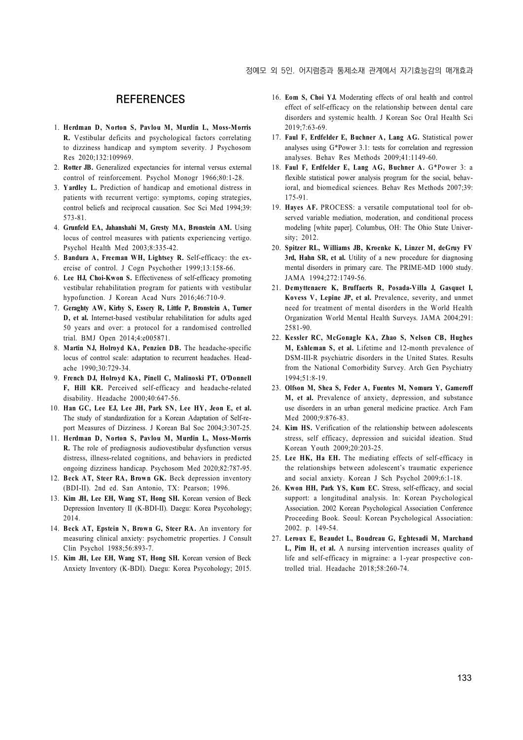## REFERENCES

1. **Herdman D, Norton S, Pavlou M, Murdin L, Moss-Morris R.** Vestibular deficits and psychological factors correlating to dizziness handicap and symptom severity. J Psychosom Res 2020;132:109969.
2. **Rotter JB.** Generalized expectancies for internal versus external control of reinforcement. Psychol Monogr 1966;80:1-28.
3. **Yardley L.** Prediction of handicap and emotional distress in patients with recurrent vertigo: symptoms, coping strategies, control beliefs and reciprocal causation. Soc Sci Med 1994;39: 573-81.
4. **Grunfeld EA, Jahanshahi M, Gresty MA, Bronstein AM.** Using locus of control measures with patients experiencing vertigo. Psychol Health Med 2003;8:335-42.
5. **Bandura A, Freeman WH, Lightsey R.** Self-efficacy: the exercise of control. J Cogn Psychother 1999;13:158-66.
6. **Lee HJ, Choi-Kwon S.** Effectiveness of self-efficacy promoting vestibular rehabilitation program for patients with vestibular hypofunction. J Korean Acad Nurs 2016;46:710-9.
7. **Geraghty AW, Kirby S, Essery R, Little P, Bronstein A, Turner D, et al.** Internet-based vestibular rehabilitation for adults aged 50 years and over: a protocol for a randomised controlled trial. BMJ Open 2014;4:e005871.
8. **Martin NJ, Holroyd KA, Penzien DB.** The headache-specific locus of control scale: adaptation to recurrent headaches. Headache 1990;30:729-34.
9. **French DJ, Holroyd KA, Pinell C, Malinoski PT, O'Donnell F, Hill KR.** Perceived self-efficacy and headache-related disability. Headache 2000;40:647-56.
10. **Han GC, Lee EJ, Lee JH, Park SN, Lee HY, Jeon E, et al.** The study of standardization for a Korean Adaptation of Self-report Measures of Dizziness. J Korean Bal Soc 2004;3:307-25.
11. **Herdman D, Norton S, Pavlou M, Murdin L, Moss-Morris R.** The role of prediagnosis audiovestibular dysfunction versus distress, illness-related cognitions, and behaviors in predicted ongoing dizziness handicap. Psychosom Med 2020;82:787-95.
12. **Beck AT, Steer RA, Brown GK.** Beck depression inventory (BDI-II). 2nd ed. San Antonio, TX: Pearson; 1996.
13. **Kim JH, Lee EH, Wang ST, Hong SH.** Korean version of Beck Depression Inventory II (K-BDI-II). Daegu: Korea Psycohology; 2014.
14. **Beck AT, Epstein N, Brown G, Steer RA.** An inventory for measuring clinical anxiety: psychometric properties. J Consult Clin Psychol 1988;56:893-7.
15. **Kim JH, Lee EH, Wang ST, Hong SH.** Korean version of Beck Anxiety Inventory (K-BDI). Daegu: Korea Psycohology; 2015.
16. **Eom S, Choi YJ.** Moderating effects of oral health and control effect of self-efficacy on the relationship between dental care disorders and systemic health. J Korean Soc Oral Health Sci 2019;7:63-69.
17. **Faul F, Erdfelder E, Buchner A, Lang AG.** Statistical power analyses using G*Power 3.1: tests for correlation and regression analyses. Behav Res Methods 2009;41:1149-60.
18. **Faul F, Erdfelder E, Lang AG, Buchner A.** G*Power 3: a flexible statistical power analysis program for the social, behavioral, and biomedical sciences. Behav Res Methods 2007;39: 175-91.
19. **Hayes AF.** PROCESS: a versatile computational tool for observed variable mediation, moderation, and conditional process modeling [white paper]. Columbus, OH: The Ohio State University; 2012.
20. **Spitzer RL, Williams JB, Kroenke K, Linzer M, deGruy FV 3rd, Hahn SR, et al.** Utility of a new procedure for diagnosing mental disorders in primary care. The PRIME-MD 1000 study. JAMA 1994;272:1749-56.
21. **Demyttenaere K, Bruffaerts R, Posada-Villa J, Gasquet I, Kovess V, Lepine JP, et al.** Prevalence, severity, and unmet need for treatment of mental disorders in the World Health Organization World Mental Health Surveys. JAMA 2004;291: 2581-90.
22. **Kessler RC, McGonagle KA, Zhao S, Nelson CB, Hughes M, Eshleman S, et al.** Lifetime and 12-month prevalence of DSM-III-R psychiatric disorders in the United States. Results from the National Comorbidity Survey. Arch Gen Psychiatry 1994;51:8-19.
23. **Olfson M, Shea S, Feder A, Fuentes M, Nomura Y, Gameroff M, et al.** Prevalence of anxiety, depression, and substance use disorders in an urban general medicine practice. Arch Fam Med 2000;9:876-83.
24. **Kim HS.** Verification of the relationship between adolescents stress, self efficacy, depression and suicidal ideation. Stud Korean Youth 2009;20:203-25.
25. **Lee HK, Ha EH.** The mediating effects of self-efficacy in the relationships between adolescent's traumatic experience and social anxiety. Korean J Sch Psychol 2009;6:1-18.
26. **Kwon HH, Park YS, Kum EC.** Stress, self-efficacy, and social support: a longitudinal analysis. In: Korean Psychological Association. 2002 Korean Psychological Association Conference Proceeding Book. Seoul: Korean Psychological Association: 2002. p. 149-54.
27. **Leroux E, Beaudet L, Boudreau G, Eghtesadi M, Marchand L, Pim H, et al.** A nursing intervention increases quality of life and self-efficacy in migraine: a 1-year prospective controlled trial. Headache 2018;58:260-74.